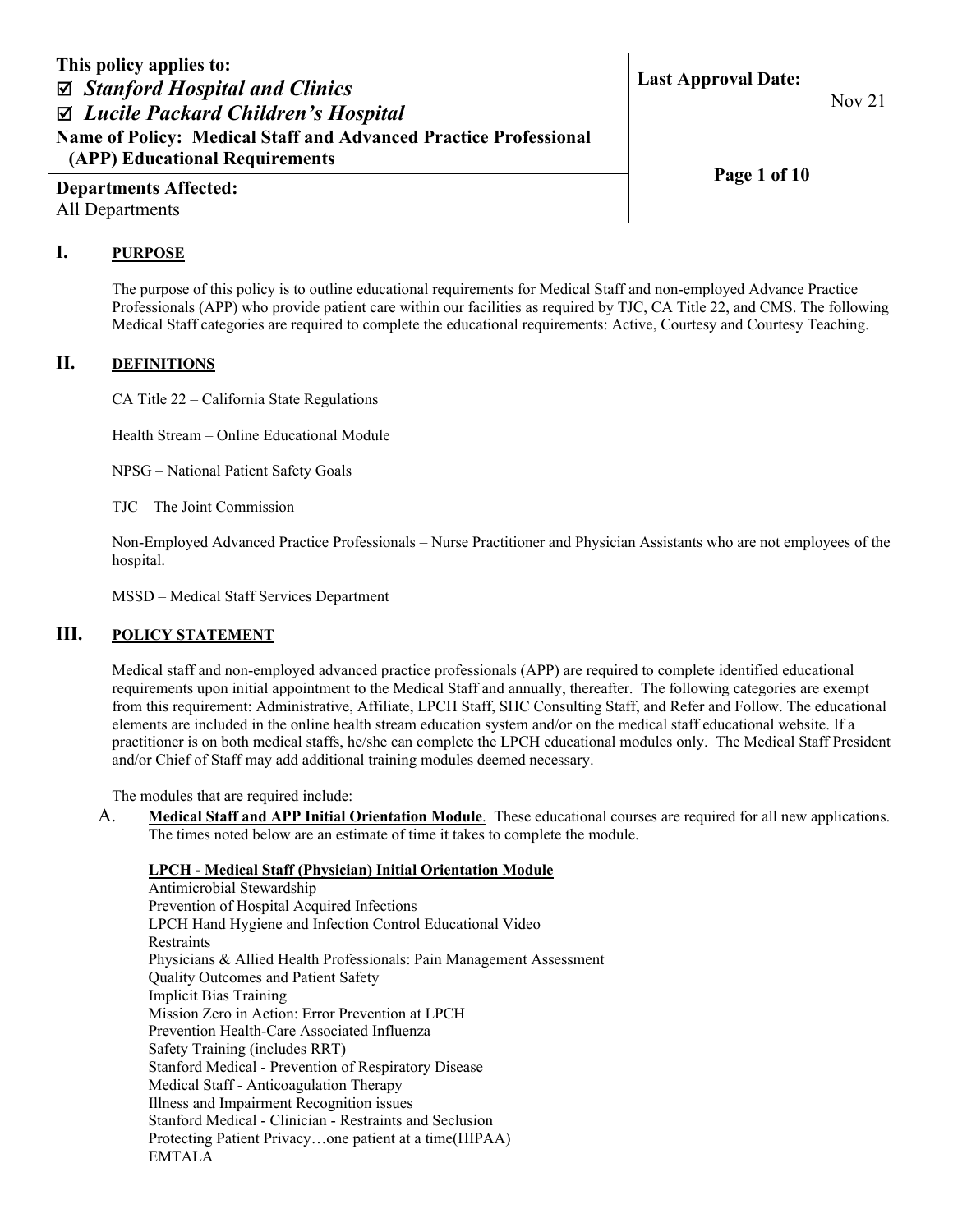| This policy applies to: ☑ *Stanford Hospital and Clinics* ☑ *Lucile Packard Children's Hospital* | **Last Approval Date:** Nov 21 |
|---|---|
| **Name of Policy: Medical Staff and Advanced Practice Professional (APP) Educational Requirements** | |
| **Departments Affected:** All Departments | |

## I. PURPOSE

The purpose of this policy is to outline educational requirements for Medical Staff and non-employed Advance Practice Professionals (APP) who provide patient care within our facilities as required by TJC, CA Title 22, and CMS. The following Medical Staff categories are required to complete the educational requirements: Active, Courtesy and Courtesy Teaching.

## II. DEFINITIONS

CA Title 22 – California State Regulations

Health Stream – Online Educational Module

NPSG – National Patient Safety Goals

TJC – The Joint Commission

Non-Employed Advanced Practice Professionals – Nurse Practitioner and Physician Assistants who are not employees of the hospital.

MSSD – Medical Staff Services Department

## III. POLICY STATEMENT

Medical staff and non-employed advanced practice professionals (APP) are required to complete identified educational requirements upon initial appointment to the Medical Staff and annually, thereafter. The following categories are exempt from this requirement: Administrative, Affiliate, LPCH Staff, SHC Consulting Staff, and Refer and Follow. The educational elements are included in the online health stream education system and/or on the medical staff educational website. If a practitioner is on both medical staffs, he/she can complete the LPCH educational modules only. The Medical Staff President and/or Chief of Staff may add additional training modules deemed necessary.

The modules that are required include:

A. **Medical Staff and APP Initial Orientation Module**. These educational courses are required for all new applications. The times noted below are an estimate of time it takes to complete the module.

**LPCH - Medical Staff (Physician) Initial Orientation Module**

Antimicrobial Stewardship
Prevention of Hospital Acquired Infections
LPCH Hand Hygiene and Infection Control Educational Video
Restraints
Physicians & Allied Health Professionals: Pain Management Assessment
Quality Outcomes and Patient Safety
Implicit Bias Training
Mission Zero in Action: Error Prevention at LPCH
Prevention Health-Care Associated Influenza
Safety Training (includes RRT)
Stanford Medical - Prevention of Respiratory Disease
Medical Staff - Anticoagulation Therapy
Illness and Impairment Recognition issues
Stanford Medical - Clinician - Restraints and Seclusion
Protecting Patient Privacy…one patient at a time(HIPAA)
EMTALA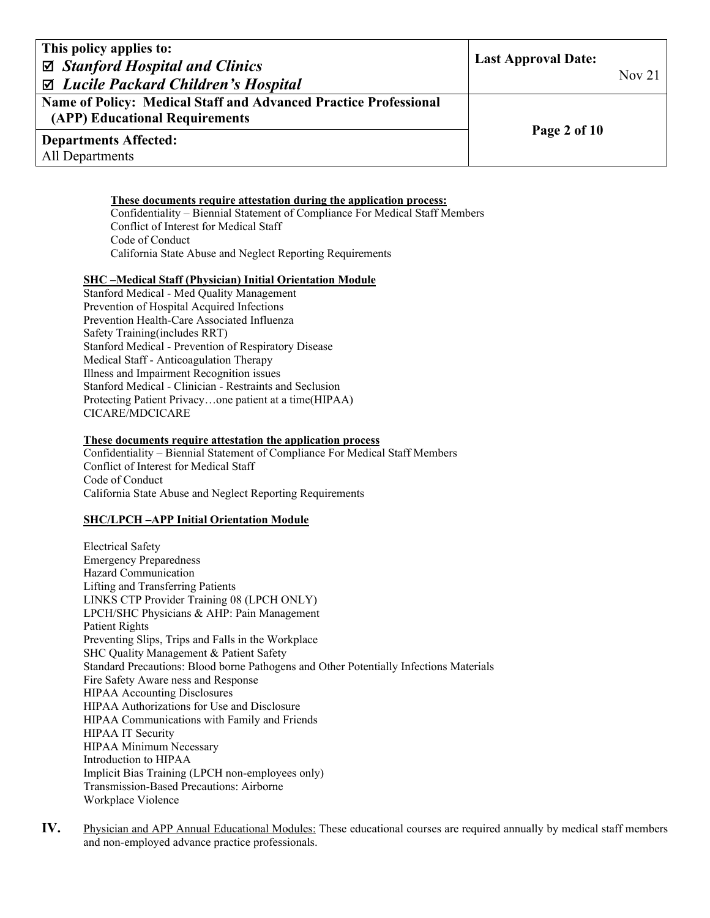**These documents require attestation during the application process:**
Confidentiality – Biennial Statement of Compliance For Medical Staff Members
Conflict of Interest for Medical Staff
Code of Conduct
California State Abuse and Neglect Reporting Requirements

**SHC –Medical Staff (Physician) Initial Orientation Module**

Stanford Medical - Med Quality Management
Prevention of Hospital Acquired Infections
Prevention Health-Care Associated Influenza
Safety Training(includes RRT)
Stanford Medical - Prevention of Respiratory Disease
Medical Staff - Anticoagulation Therapy
Illness and Impairment Recognition issues
Stanford Medical - Clinician - Restraints and Seclusion
Protecting Patient Privacy…one patient at a time(HIPAA)
CICARE/MDCICARE

**These documents require attestation the application process**
Confidentiality – Biennial Statement of Compliance For Medical Staff Members
Conflict of Interest for Medical Staff
Code of Conduct
California State Abuse and Neglect Reporting Requirements

**SHC/LPCH –APP Initial Orientation Module**

Electrical Safety
Emergency Preparedness
Hazard Communication
Lifting and Transferring Patients
LINKS CTP Provider Training 08 (LPCH ONLY)
LPCH/SHC Physicians & AHP: Pain Management
Patient Rights
Preventing Slips, Trips and Falls in the Workplace
SHC Quality Management & Patient Safety
Standard Precautions: Blood borne Pathogens and Other Potentially Infections Materials
Fire Safety Aware ness and Response
HIPAA Accounting Disclosures
HIPAA Authorizations for Use and Disclosure
HIPAA Communications with Family and Friends
HIPAA IT Security
HIPAA Minimum Necessary
Introduction to HIPAA
Implicit Bias Training (LPCH non-employees only)
Transmission-Based Precautions: Airborne
Workplace Violence

**IV.** Physician and APP Annual Educational Modules: These educational courses are required annually by medical staff members and non-employed advance practice professionals.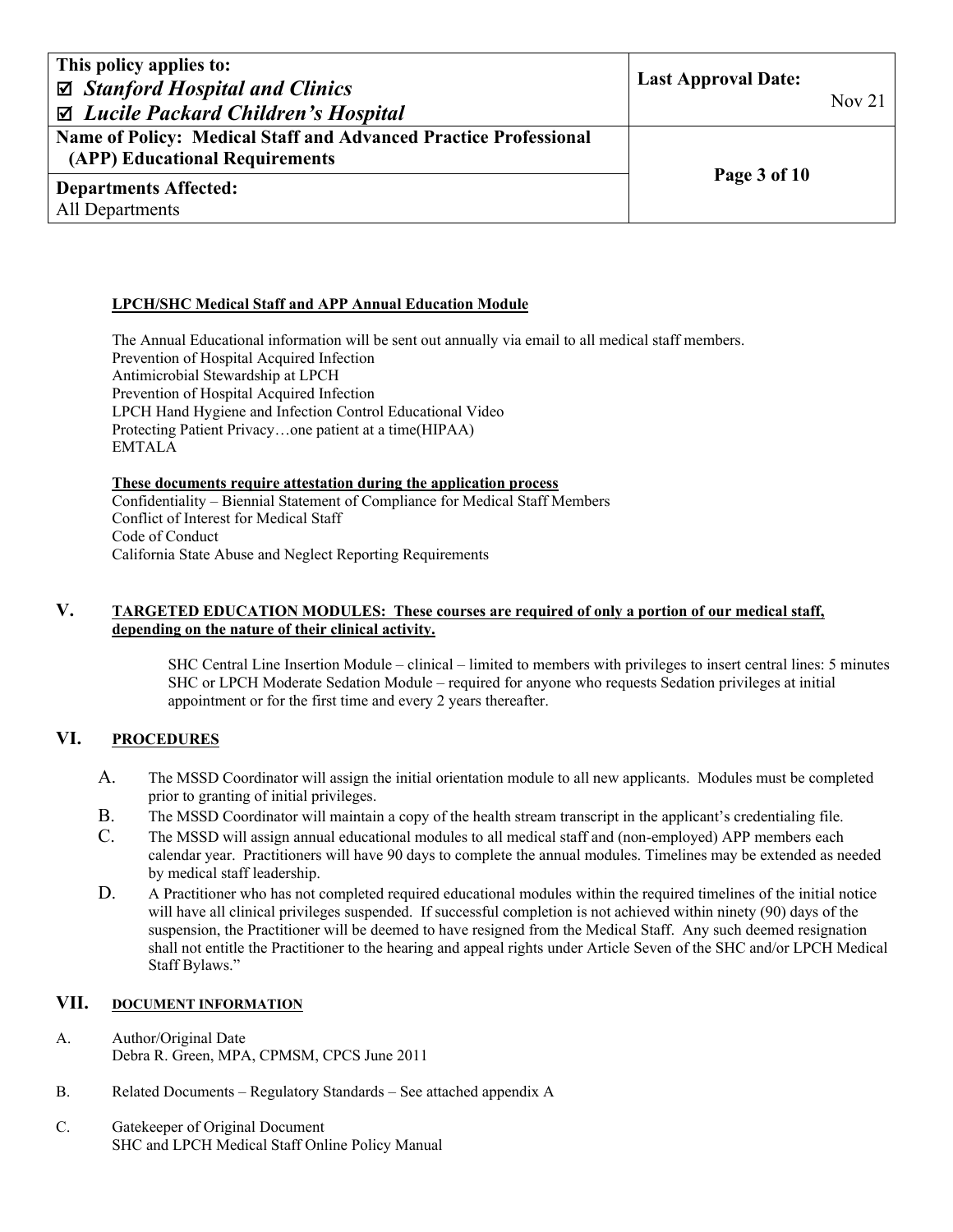**LPCH/SHC Medical Staff and APP Annual Education Module**

The Annual Educational information will be sent out annually via email to all medical staff members.
Prevention of Hospital Acquired Infection
Antimicrobial Stewardship at LPCH
Prevention of Hospital Acquired Infection
LPCH Hand Hygiene and Infection Control Educational Video
Protecting Patient Privacy…one patient at a time(HIPAA)
EMTALA

**These documents require attestation during the application process**
Confidentiality – Biennial Statement of Compliance for Medical Staff Members
Conflict of Interest for Medical Staff
Code of Conduct
California State Abuse and Neglect Reporting Requirements

## V. TARGETED EDUCATION MODULES: These courses are required of only a portion of our medical staff, depending on the nature of their clinical activity.

SHC Central Line Insertion Module – clinical – limited to members with privileges to insert central lines: 5 minutes
SHC or LPCH Moderate Sedation Module – required for anyone who requests Sedation privileges at initial appointment or for the first time and every 2 years thereafter.

## VI. PROCEDURES

A. The MSSD Coordinator will assign the initial orientation module to all new applicants. Modules must be completed prior to granting of initial privileges.

B. The MSSD Coordinator will maintain a copy of the health stream transcript in the applicant's credentialing file.

C. The MSSD will assign annual educational modules to all medical staff and (non-employed) APP members each calendar year. Practitioners will have 90 days to complete the annual modules. Timelines may be extended as needed by medical staff leadership.

D. A Practitioner who has not completed required educational modules within the required timelines of the initial notice will have all clinical privileges suspended. If successful completion is not achieved within ninety (90) days of the suspension, the Practitioner will be deemed to have resigned from the Medical Staff. Any such deemed resignation shall not entitle the Practitioner to the hearing and appeal rights under Article Seven of the SHC and/or LPCH Medical Staff Bylaws."

## VII. DOCUMENT INFORMATION

A. Author/Original Date
Debra R. Green, MPA, CPMSM, CPCS June 2011

B. Related Documents – Regulatory Standards – See attached appendix A

C. Gatekeeper of Original Document
SHC and LPCH Medical Staff Online Policy Manual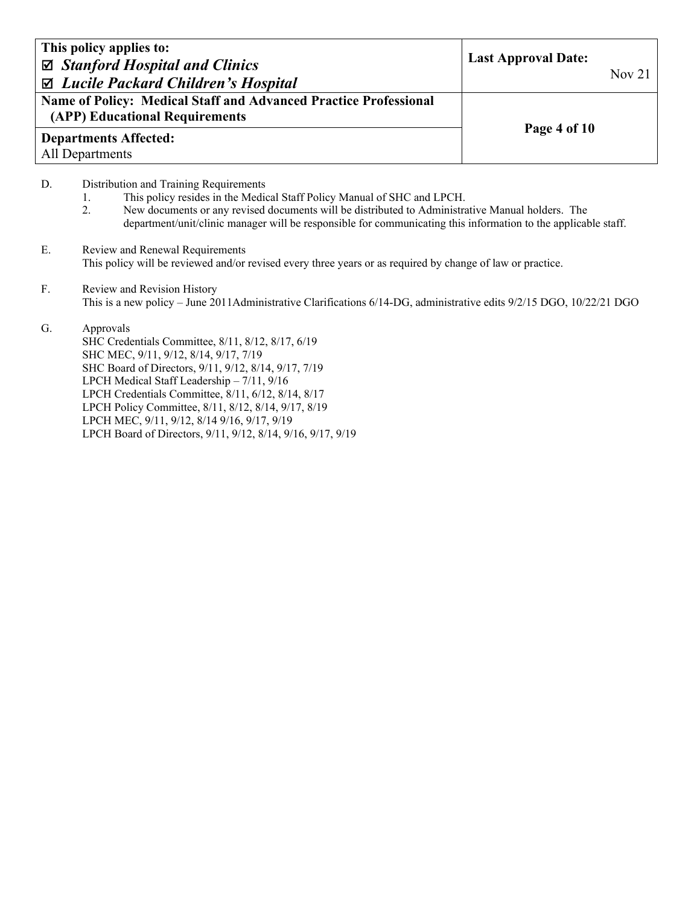D. Distribution and Training Requirements

1. This policy resides in the Medical Staff Policy Manual of SHC and LPCH.
2. New documents or any revised documents will be distributed to Administrative Manual holders. The department/unit/clinic manager will be responsible for communicating this information to the applicable staff.

E. Review and Renewal Requirements

This policy will be reviewed and/or revised every three years or as required by change of law or practice.

F. Review and Revision History

This is a new policy – June 2011Administrative Clarifications 6/14-DG, administrative edits 9/2/15 DGO, 10/22/21 DGO

G. Approvals

SHC Credentials Committee, 8/11, 8/12, 8/17, 6/19
SHC MEC, 9/11, 9/12, 8/14, 9/17, 7/19
SHC Board of Directors, 9/11, 9/12, 8/14, 9/17, 7/19
LPCH Medical Staff Leadership – 7/11, 9/16
LPCH Credentials Committee, 8/11, 6/12, 8/14, 8/17
LPCH Policy Committee, 8/11, 8/12, 8/14, 9/17, 8/19
LPCH MEC, 9/11, 9/12, 8/14 9/16, 9/17, 9/19
LPCH Board of Directors, 9/11, 9/12, 8/14, 9/16, 9/17, 9/19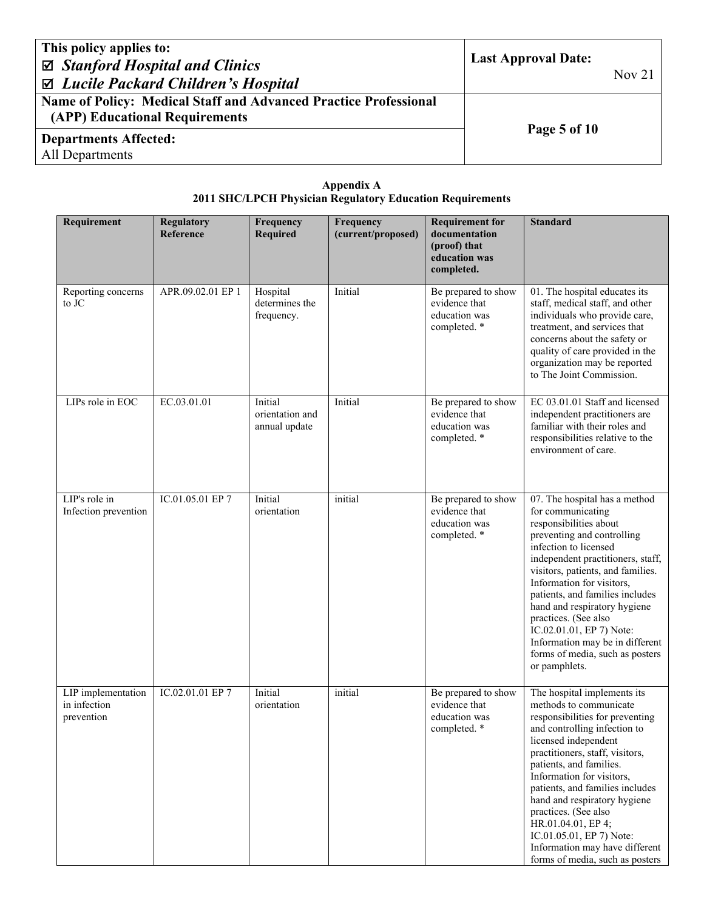**Appendix A**
**2011 SHC/LPCH Physician Regulatory Education Requirements**

| Requirement | Regulatory Reference | Frequency Required | Frequency (current/proposed) | Requirement for documentation (proof) that education was completed. | Standard |
|---|---|---|---|---|---|
| Reporting concerns to JC | APR.09.02.01 EP 1 | Hospital determines the frequency. | Initial | Be prepared to show evidence that education was completed. * | 01. The hospital educates its staff, medical staff, and other individuals who provide care, treatment, and services that concerns about the safety or quality of care provided in the organization may be reported to The Joint Commission. |
| LIPs role in EOC | EC.03.01.01 | Initial orientation and annual update | Initial | Be prepared to show evidence that education was completed. * | EC 03.01.01 Staff and licensed independent practitioners are familiar with their roles and responsibilities relative to the environment of care. |
| LIP's role in Infection prevention | IC.01.05.01 EP 7 | Initial orientation | initial | Be prepared to show evidence that education was completed. * | 07. The hospital has a method for communicating responsibilities about preventing and controlling infection to licensed independent practitioners, staff, visitors, patients, and families. Information for visitors, patients, and families includes hand and respiratory hygiene practices. (See also IC.02.01.01, EP 7) Note: Information may be in different forms of media, such as posters or pamphlets. |
| LIP implementation in infection prevention | IC.02.01.01 EP 7 | Initial orientation | initial | Be prepared to show evidence that education was completed. * | The hospital implements its methods to communicate responsibilities for preventing and controlling infection to licensed independent practitioners, staff, visitors, patients, and families. Information for visitors, patients, and families includes hand and respiratory hygiene practices. (See also HR.01.04.01, EP 4; IC.01.05.01, EP 7) Note: Information may have different forms of media, such as posters |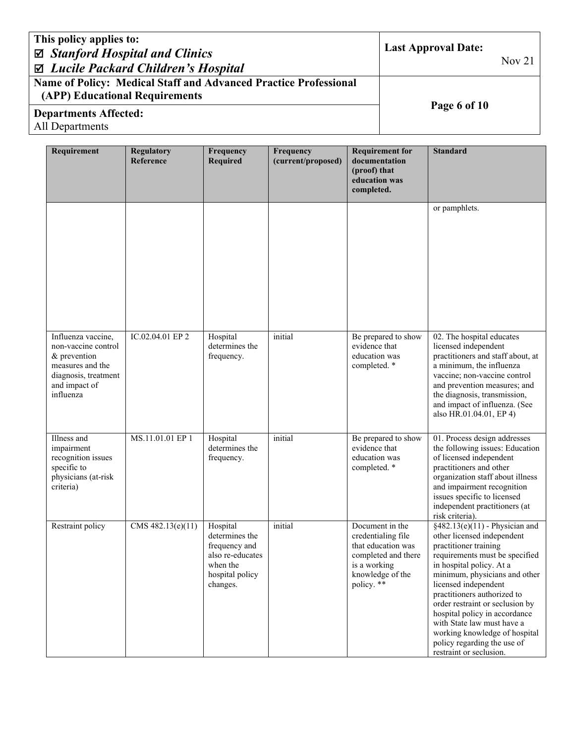| Requirement | Regulatory Reference | Frequency Required | Frequency (current/proposed) | Requirement for documentation (proof) that education was completed. | Standard |
|---|---|---|---|---|---|
| | | | | | or pamphlets. |
| Influenza vaccine, non-vaccine control & prevention measures and the diagnosis, treatment and impact of influenza | IC.02.04.01 EP 2 | Hospital determines the frequency. | initial | Be prepared to show evidence that education was completed. * | 02. The hospital educates licensed independent practitioners and staff about, at a minimum, the influenza vaccine; non-vaccine control and prevention measures; and the diagnosis, transmission, and impact of influenza. (See also HR.01.04.01, EP 4) |
| Illness and impairment recognition issues specific to physicians (at-risk criteria) | MS.11.01.01 EP 1 | Hospital determines the frequency. | initial | Be prepared to show evidence that education was completed. * | 01. Process design addresses the following issues: Education of licensed independent practitioners and other organization staff about illness and impairment recognition issues specific to licensed independent practitioners (at risk criteria). |
| Restraint policy | CMS 482.13(e)(11) | Hospital determines the frequency and also re-educates when the hospital policy changes. | initial | Document in the credentialing file that education was completed and there is a working knowledge of the policy. ** | §482.13(e)(11) - Physician and other licensed independent practitioner training requirements must be specified in hospital policy. At a minimum, physicians and other licensed independent practitioners authorized to order restraint or seclusion by hospital policy in accordance with State law must have a working knowledge of hospital policy regarding the use of restraint or seclusion. |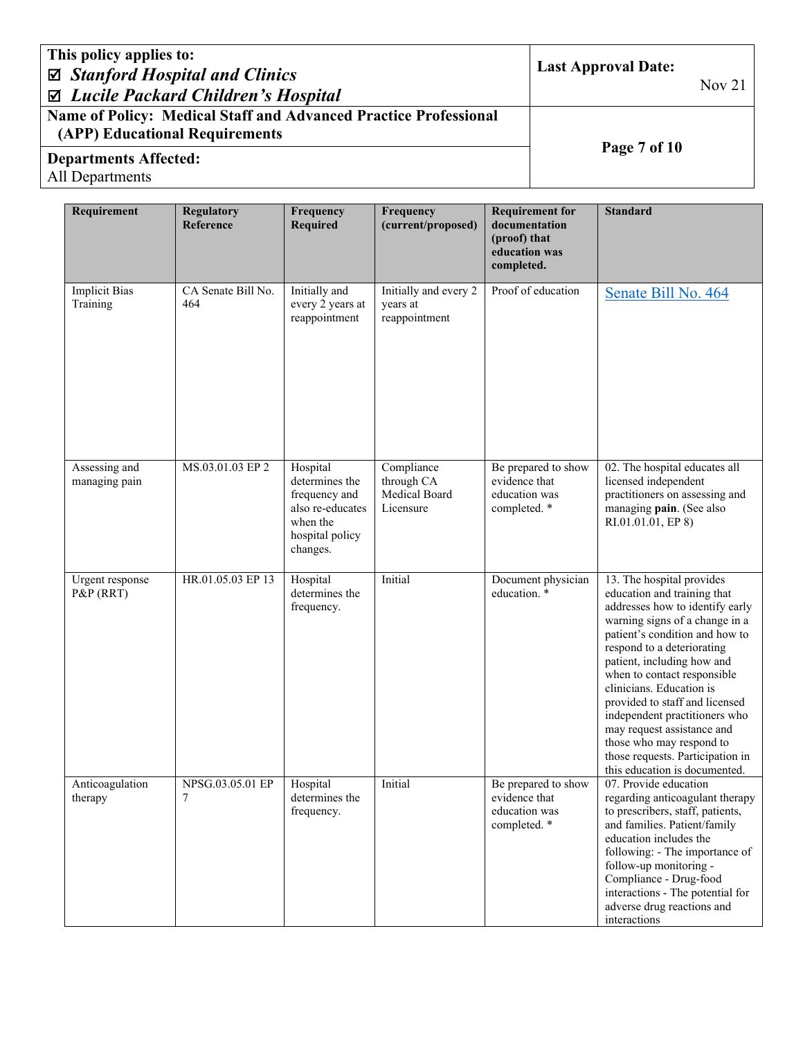| Requirement | Regulatory Reference | Frequency Required | Frequency (current/proposed) | Requirement for documentation (proof) that education was completed. | Standard |
|---|---|---|---|---|---|
| Implicit Bias Training | CA Senate Bill No. 464 | Initially and every 2 years at reappointment | Initially and every 2 years at reappointment | Proof of education | Senate Bill No. 464 |
| Assessing and managing pain | MS.03.01.03 EP 2 | Hospital determines the frequency and also re-educates when the hospital policy changes. | Compliance through CA Medical Board Licensure | Be prepared to show evidence that education was completed. * | 02. The hospital educates all licensed independent practitioners on assessing and managing **pain**. (See also RI.01.01.01, EP 8) |
| Urgent response P&P (RRT) | HR.01.05.03 EP 13 | Hospital determines the frequency. | Initial | Document physician education. * | 13. The hospital provides education and training that addresses how to identify early warning signs of a change in a patient's condition and how to respond to a deteriorating patient, including how and when to contact responsible clinicians. Education is provided to staff and licensed independent practitioners who may request assistance and those who may respond to those requests. Participation in this education is documented. |
| Anticoagulation therapy | NPSG.03.05.01 EP 7 | Hospital determines the frequency. | Initial | Be prepared to show evidence that education was completed. * | 07. Provide education regarding anticoagulant therapy to prescribers, staff, patients, and families. Patient/family education includes the following: - The importance of follow-up monitoring - Compliance - Drug-food interactions - The potential for adverse drug reactions and interactions |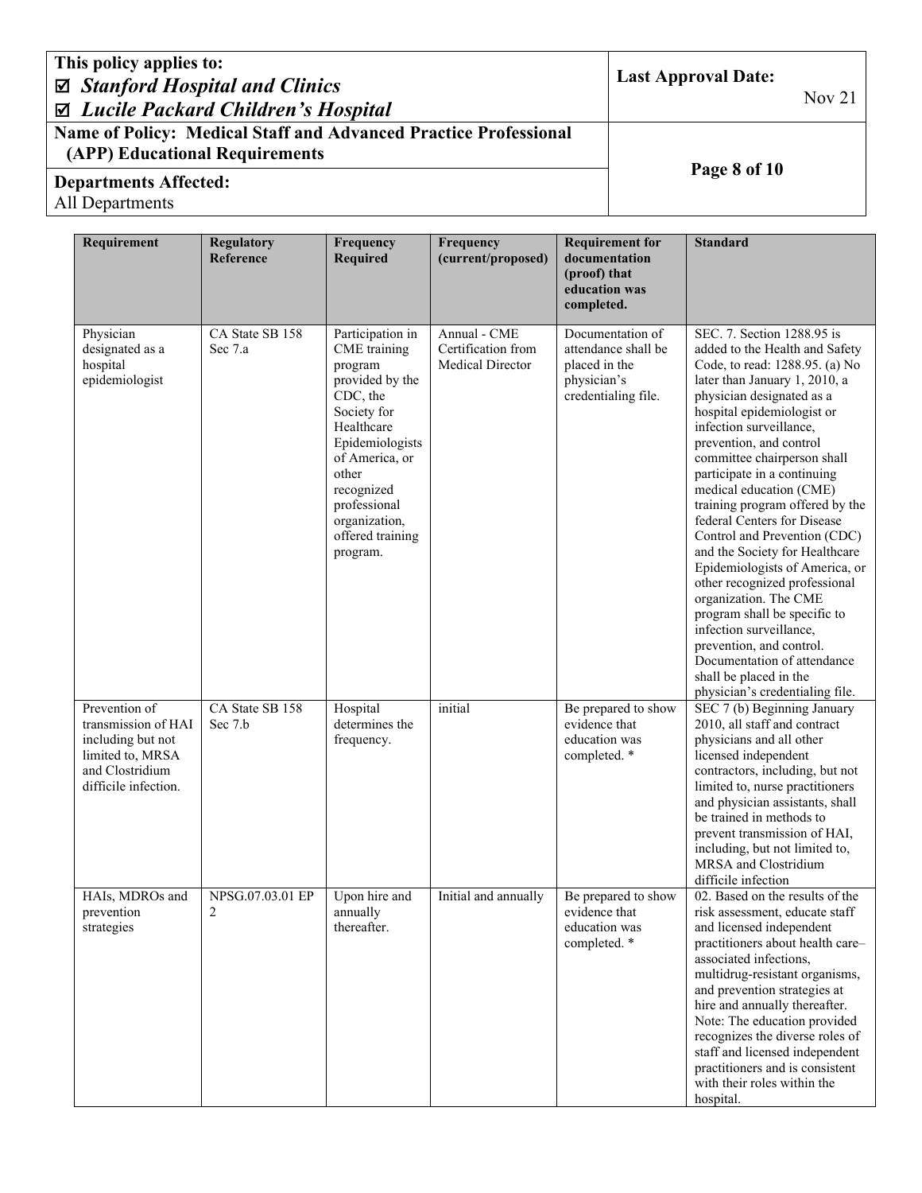| Requirement | Regulatory Reference | Frequency Required | Frequency (current/proposed) | Requirement for documentation (proof) that education was completed. | Standard |
|---|---|---|---|---|---|
| Physician designated as a hospital epidemiologist | CA State SB 158 Sec 7.a | Participation in CME training program provided by the CDC, the Society for Healthcare Epidemiologists of America, or other recognized professional organization, offered training program. | Annual - CME Certification from Medical Director | Documentation of attendance shall be placed in the physician's credentialing file. | SEC. 7. Section 1288.95 is added to the Health and Safety Code, to read: 1288.95. (a) No later than January 1, 2010, a physician designated as a hospital epidemiologist or infection surveillance, prevention, and control committee chairperson shall participate in a continuing medical education (CME) training program offered by the federal Centers for Disease Control and Prevention (CDC) and the Society for Healthcare Epidemiologists of America, or other recognized professional organization. The CME program shall be specific to infection surveillance, prevention, and control. Documentation of attendance shall be placed in the physician's credentialing file. |
| Prevention of transmission of HAI including but not limited to, MRSA and Clostridium difficile infection. | CA State SB 158 Sec 7.b | Hospital determines the frequency. | initial | Be prepared to show evidence that education was completed. * | SEC 7 (b) Beginning January 2010, all staff and contract physicians and all other licensed independent contractors, including, but not limited to, nurse practitioners and physician assistants, shall be trained in methods to prevent transmission of HAI, including, but not limited to, MRSA and Clostridium difficile infection |
| HAIs, MDROs and prevention strategies | NPSG.07.03.01 EP 2 | Upon hire and annually thereafter. | Initial and annually | Be prepared to show evidence that education was completed. * | 02. Based on the results of the risk assessment, educate staff and licensed independent practitioners about health care–associated infections, multidrug-resistant organisms, and prevention strategies at hire and annually thereafter. Note: The education provided recognizes the diverse roles of staff and licensed independent practitioners and is consistent with their roles within the hospital. |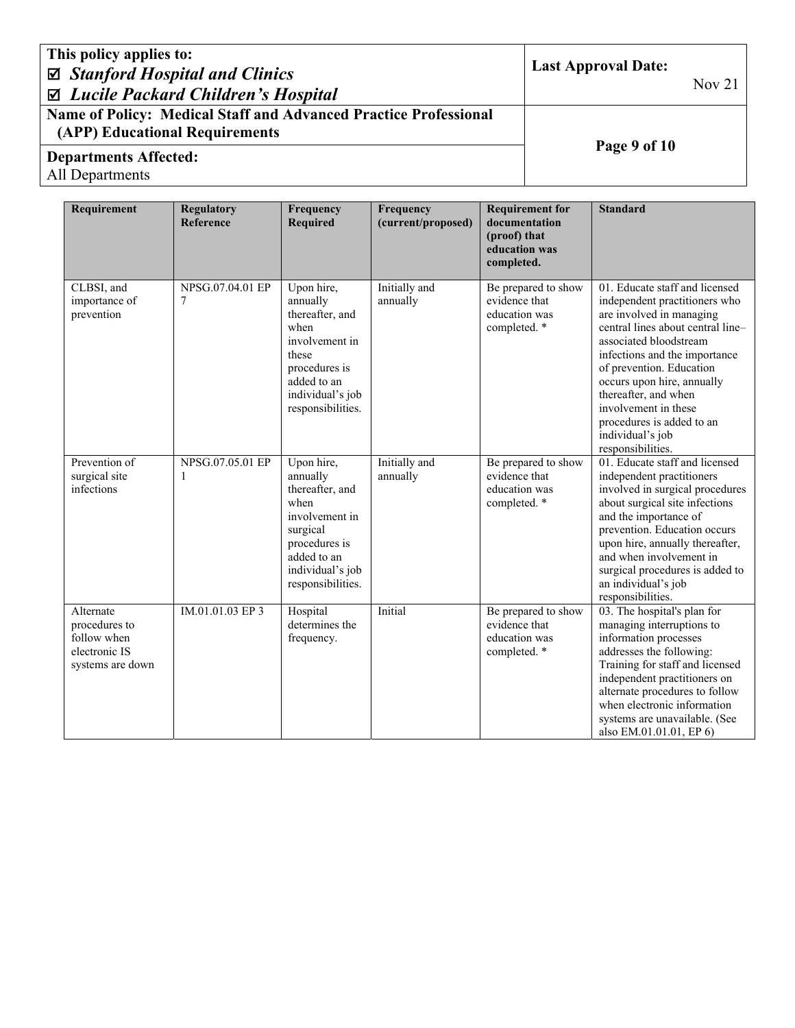| Requirement | Regulatory Reference | Frequency Required | Frequency (current/proposed) | Requirement for documentation (proof) that education was completed. | Standard |
|---|---|---|---|---|---|
| CLBSI, and importance of prevention | NPSG.07.04.01 EP 7 | Upon hire, annually thereafter, and when involvement in these procedures is added to an individual's job responsibilities. | Initially and annually | Be prepared to show evidence that education was completed. * | 01. Educate staff and licensed independent practitioners who are involved in managing central lines about central line–associated bloodstream infections and the importance of prevention. Education occurs upon hire, annually thereafter, and when involvement in these procedures is added to an individual's job responsibilities. |
| Prevention of surgical site infections | NPSG.07.05.01 EP 1 | Upon hire, annually thereafter, and when involvement in surgical procedures is added to an individual's job responsibilities. | Initially and annually | Be prepared to show evidence that education was completed. * | 01. Educate staff and licensed independent practitioners involved in surgical procedures about surgical site infections and the importance of prevention. Education occurs upon hire, annually thereafter, and when involvement in surgical procedures is added to an individual's job responsibilities. |
| Alternate procedures to follow when electronic IS systems are down | IM.01.01.03 EP 3 | Hospital determines the frequency. | Initial | Be prepared to show evidence that education was completed. * | 03. The hospital's plan for managing interruptions to information processes addresses the following: Training for staff and licensed independent practitioners on alternate procedures to follow when electronic information systems are unavailable. (See also EM.01.01.01, EP 6) |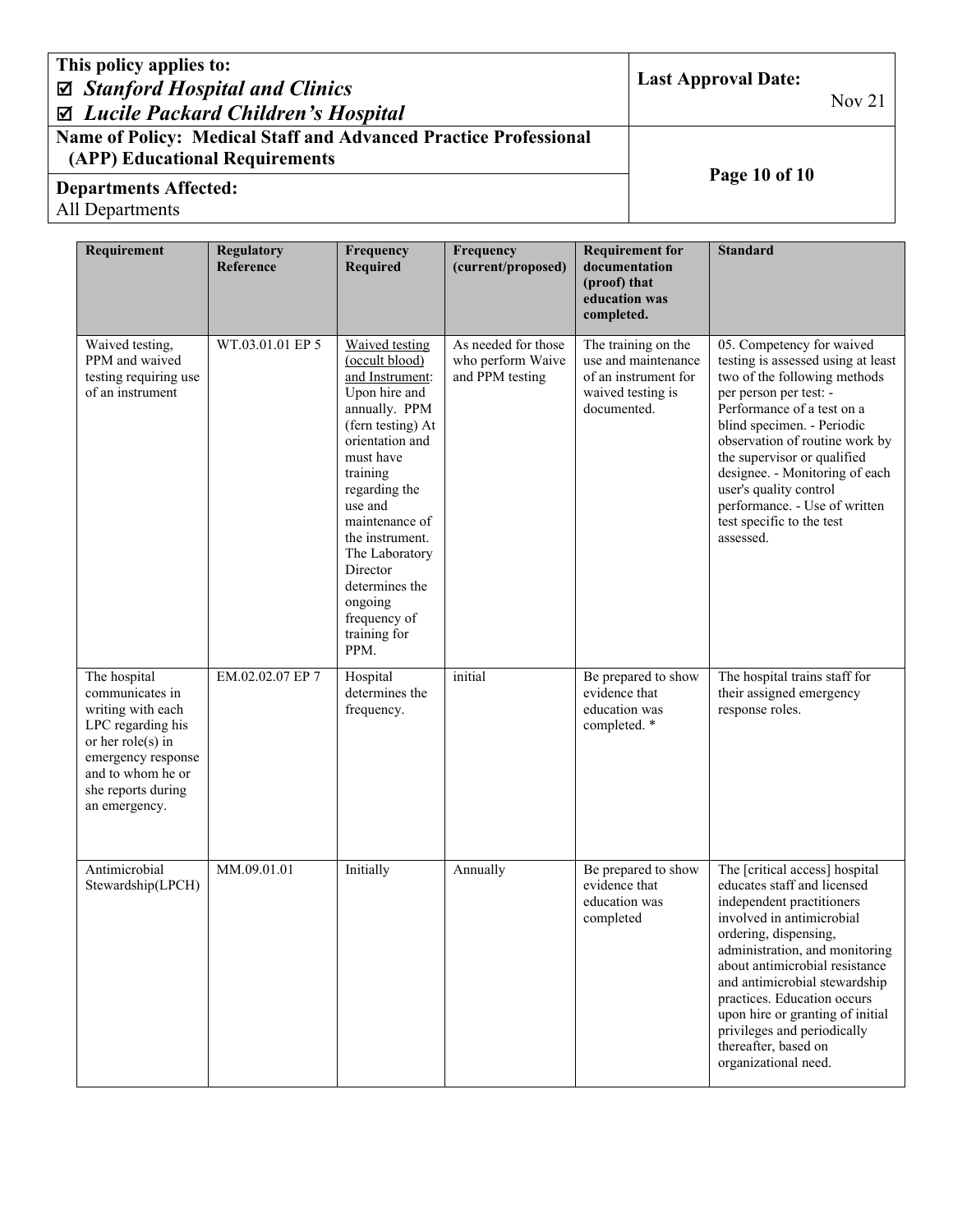| Requirement | Regulatory Reference | Frequency Required | Frequency (current/proposed) | Requirement for documentation (proof) that education was completed. | Standard |
|---|---|---|---|---|---|
| Waived testing, PPM and waived testing requiring use of an instrument | WT.03.01.01 EP 5 | Waived testing (occult blood) and Instrument: Upon hire and annually. PPM (fern testing) At orientation and must have training regarding the use and maintenance of the instrument. The Laboratory Director determines the ongoing frequency of training for PPM. | As needed for those who perform Waive and PPM testing | The training on the use and maintenance of an instrument for waived testing is documented. | 05. Competency for waived testing is assessed using at least two of the following methods per person per test: - Performance of a test on a blind specimen. - Periodic observation of routine work by the supervisor or qualified designee. - Monitoring of each user's quality control performance. - Use of written test specific to the test assessed. |
| The hospital communicates in writing with each LPC regarding his or her role(s) in emergency response and to whom he or she reports during an emergency. | EM.02.02.07 EP 7 | Hospital determines the frequency. | initial | Be prepared to show evidence that education was completed. * | The hospital trains staff for their assigned emergency response roles. |
| Antimicrobial Stewardship(LPCH) | MM.09.01.01 | Initially | Annually | Be prepared to show evidence that education was completed | The [critical access] hospital educates staff and licensed independent practitioners involved in antimicrobial ordering, dispensing, administration, and monitoring about antimicrobial resistance and antimicrobial stewardship practices. Education occurs upon hire or granting of initial privileges and periodically thereafter, based on organizational need. |